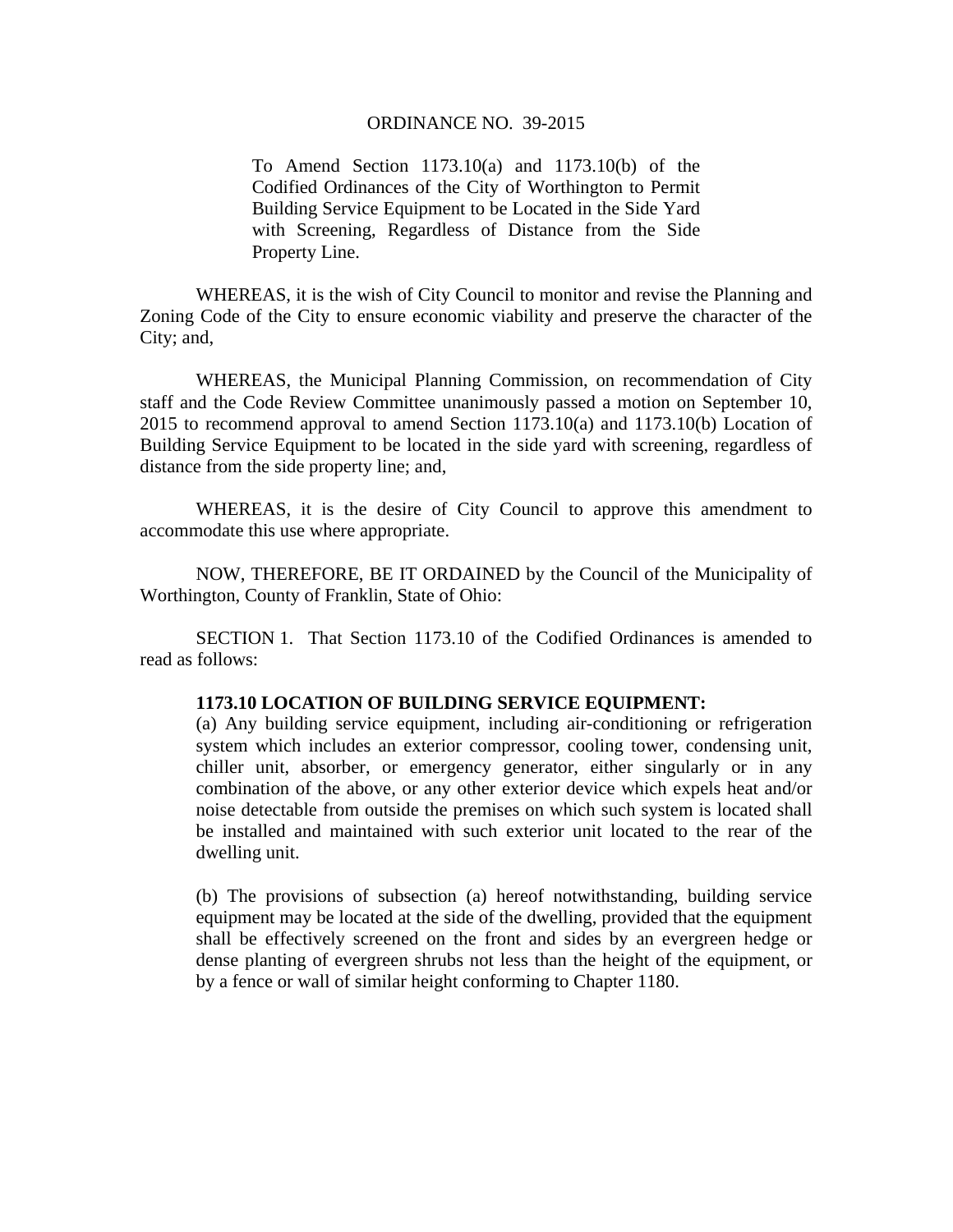# ORDINANCE NO. 39-2015

To Amend Section 1173.10(a) and 1173.10(b) of the Codified Ordinances of the City of Worthington to Permit Building Service Equipment to be Located in the Side Yard with Screening, Regardless of Distance from the Side Property Line.

WHEREAS, it is the wish of City Council to monitor and revise the Planning and Zoning Code of the City to ensure economic viability and preserve the character of the City; and,

WHEREAS, the Municipal Planning Commission, on recommendation of City staff and the Code Review Committee unanimously passed a motion on September 10, 2015 to recommend approval to amend Section 1173.10(a) and 1173.10(b) Location of Building Service Equipment to be located in the side yard with screening, regardless of distance from the side property line; and,

WHEREAS, it is the desire of City Council to approve this amendment to accommodate this use where appropriate.

NOW, THEREFORE, BE IT ORDAINED by the Council of the Municipality of Worthington, County of Franklin, State of Ohio:

SECTION 1. That Section 1173.10 of the Codified Ordinances is amended to read as follows:

**1173.10 LOCATION OF BUILDING SERVICE EQUIPMENT:**

(a) Any building service equipment, including air-conditioning or refrigeration system which includes an exterior compressor, cooling tower, condensing unit, chiller unit, absorber, or emergency generator, either singularly or in any combination of the above, or any other exterior device which expels heat and/or noise detectable from outside the premises on which such system is located shall be installed and maintained with such exterior unit located to the rear of the dwelling unit.

(b) The provisions of subsection (a) hereof notwithstanding, building service equipment may be located at the side of the dwelling, provided that the equipment shall be effectively screened on the front and sides by an evergreen hedge or dense planting of evergreen shrubs not less than the height of the equipment, or by a fence or wall of similar height conforming to Chapter 1180.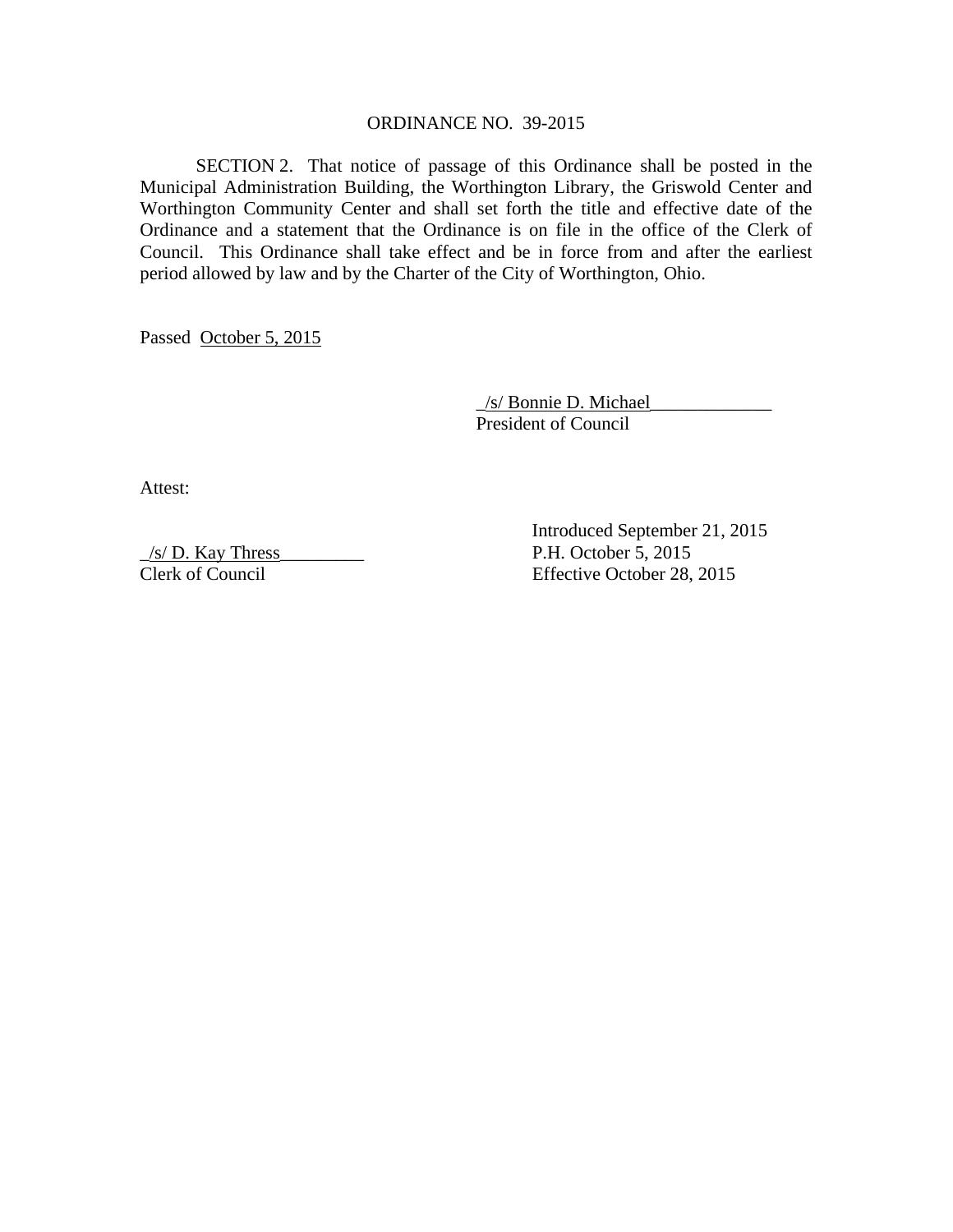ORDINANCE NO. 39-2015

SECTION 2. That notice of passage of this Ordinance shall be posted in the Municipal Administration Building, the Worthington Library, the Griswold Center and Worthington Community Center and shall set forth the title and effective date of the Ordinance and a statement that the Ordinance is on file in the office of the Clerk of Council. This Ordinance shall take effect and be in force from and after the earliest period allowed by law and by the Charter of the City of Worthington, Ohio.

Passed October 5, 2015

_/s/ Bonnie D. Michael_____________
President of Council

Attest:

_/s/ D. Kay Thress_________
Clerk of Council

Introduced September 21, 2015
P.H. October 5, 2015
Effective October 28, 2015